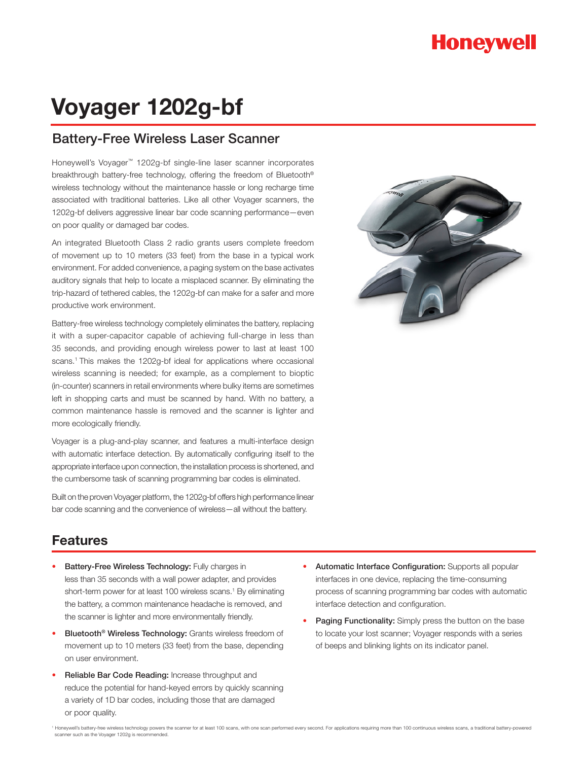Honeywell

# Voyager 1202g-bf

## Battery-Free Wireless Laser Scanner

Honeywell's Voyager™ 1202g-bf single-line laser scanner incorporates breakthrough battery-free technology, offering the freedom of Bluetooth® wireless technology without the maintenance hassle or long recharge time associated with traditional batteries. Like all other Voyager scanners, the 1202g-bf delivers aggressive linear bar code scanning performance—even on poor quality or damaged bar codes.

An integrated Bluetooth Class 2 radio grants users complete freedom of movement up to 10 meters (33 feet) from the base in a typical work environment. For added convenience, a paging system on the base activates auditory signals that help to locate a misplaced scanner. By eliminating the trip-hazard of tethered cables, the 1202g-bf can make for a safer and more productive work environment.

Battery-free wireless technology completely eliminates the battery, replacing it with a super-capacitor capable of achieving full-charge in less than 35 seconds, and providing enough wireless power to last at least 100 scans.[1] This makes the 1202g-bf ideal for applications where occasional wireless scanning is needed; for example, as a complement to bioptic (in-counter) scanners in retail environments where bulky items are sometimes left in shopping carts and must be scanned by hand. With no battery, a common maintenance hassle is removed and the scanner is lighter and more ecologically friendly.

Voyager is a plug-and-play scanner, and features a multi-interface design with automatic interface detection. By automatically configuring itself to the appropriate interface upon connection, the installation process is shortened, and the cumbersome task of scanning programming bar codes is eliminated.

Built on the proven Voyager platform, the 1202g-bf offers high performance linear bar code scanning and the convenience of wireless—all without the battery.

## Features

- **Battery-Free Wireless Technology:** Fully charges in less than 35 seconds with a wall power adapter, and provides short-term power for at least 100 wireless scans.[1] By eliminating the battery, a common maintenance headache is removed, and the scanner is lighter and more environmentally friendly.
- **Bluetooth® Wireless Technology:** Grants wireless freedom of movement up to 10 meters (33 feet) from the base, depending on user environment.
- **Reliable Bar Code Reading:** Increase throughput and reduce the potential for hand-keyed errors by quickly scanning a variety of 1D bar codes, including those that are damaged or poor quality.
- **Automatic Interface Configuration:** Supports all popular interfaces in one device, replacing the time-consuming process of scanning programming bar codes with automatic interface detection and configuration.
- **Paging Functionality:** Simply press the button on the base to locate your lost scanner; Voyager responds with a series of beeps and blinking lights on its indicator panel.

[1] Honeywell's battery-free wireless technology powers the scanner for at least 100 scans, with one scan performed every second. For applications requiring more than 100 continuous wireless scans, a traditional battery-powered scanner such as the Voyager 1202g is recommended.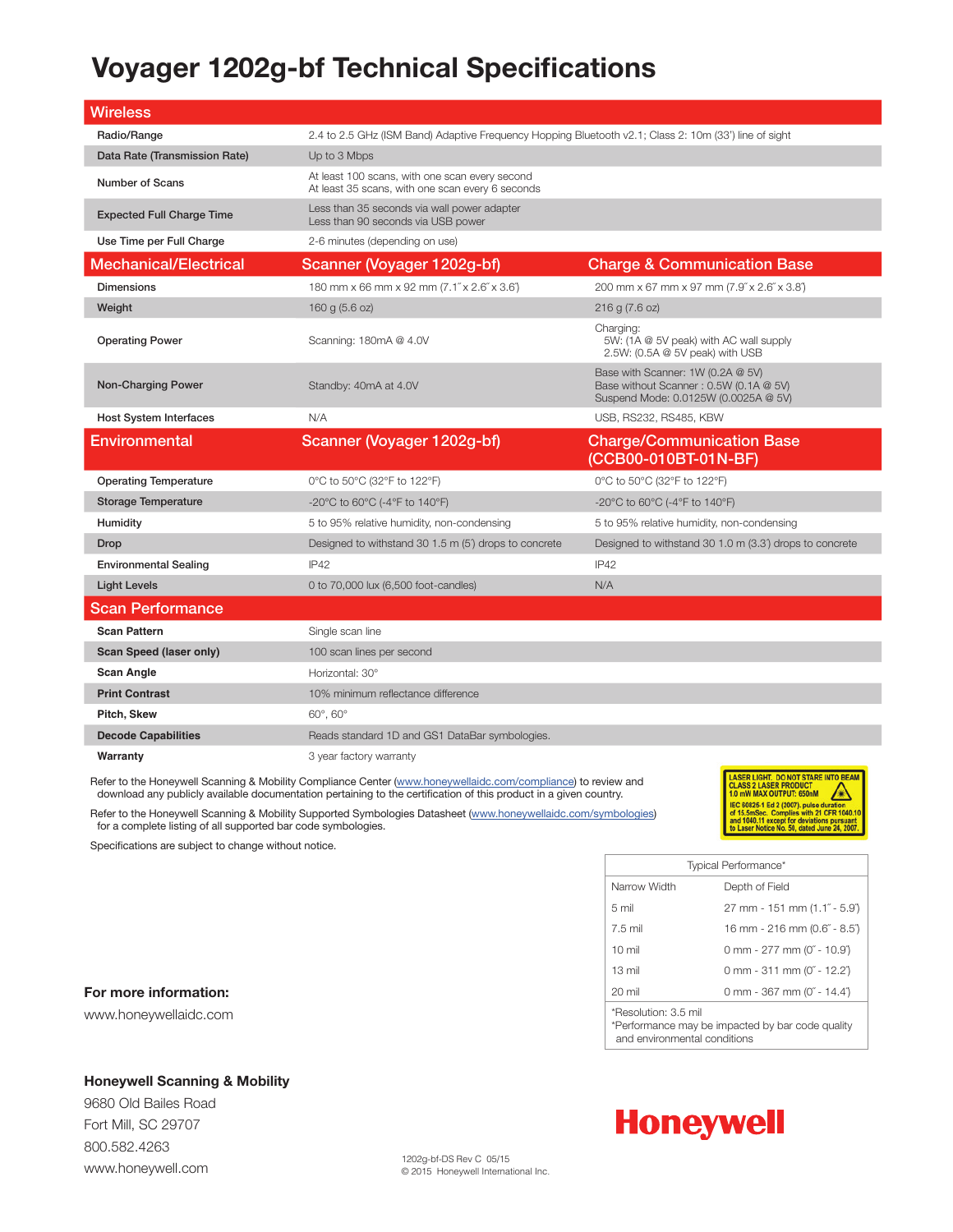# Voyager 1202g-bf Technical Specifications

| Wireless | | |
|---|---|---|
| Radio/Range | 2.4 to 2.5 GHz (ISM Band) Adaptive Frequency Hopping Bluetooth v2.1; Class 2: 10m (33') line of sight | |
| Data Rate (Transmission Rate) | Up to 3 Mbps | |
| Number of Scans | At least 100 scans, with one scan every second<br>At least 35 scans, with one scan every 6 seconds | |
| Expected Full Charge Time | Less than 35 seconds via wall power adapter<br>Less than 90 seconds via USB power | |
| Use Time per Full Charge | 2-6 minutes (depending on use) | |
| **Mechanical/Electrical** | **Scanner (Voyager 1202g-bf)** | **Charge & Communication Base** |
| Dimensions | 180 mm x 66 mm x 92 mm (7.1″ x 2.6″ x 3.6″) | 200 mm x 67 mm x 97 mm (7.9″ x 2.6″ x 3.8″) |
| Weight | 160 g (5.6 oz) | 216 g (7.6 oz) |
| Operating Power | Scanning: 180mA @ 4.0V | Charging:<br>5W: (1A @ 5V peak) with AC wall supply<br>2.5W: (0.5A @ 5V peak) with USB |
| Non-Charging Power | Standby: 40mA at 4.0V | Base with Scanner: 1W (0.2A @ 5V)<br>Base without Scanner : 0.5W (0.1A @ 5V)<br>Suspend Mode: 0.0125W (0.0025A @ 5V) |
| Host System Interfaces | N/A | USB, RS232, RS485, KBW |
| **Environmental** | **Scanner (Voyager 1202g-bf)** | **Charge/Communication Base (CCB00-010BT-01N-BF)** |
| Operating Temperature | 0°C to 50°C (32°F to 122°F) | 0°C to 50°C (32°F to 122°F) |
| Storage Temperature | -20°C to 60°C (-4°F to 140°F) | -20°C to 60°C (-4°F to 140°F) |
| Humidity | 5 to 95% relative humidity, non-condensing | 5 to 95% relative humidity, non-condensing |
| Drop | Designed to withstand 30 1.5 m (5') drops to concrete | Designed to withstand 30 1.0 m (3.3') drops to concrete |
| Environmental Sealing | IP42 | IP42 |
| Light Levels | 0 to 70,000 lux (6,500 foot-candles) | N/A |
| **Scan Performance** | | |
| Scan Pattern | Single scan line | |
| Scan Speed (laser only) | 100 scan lines per second | |
| Scan Angle | Horizontal: 30° | |
| Print Contrast | 10% minimum reflectance difference | |
| Pitch, Skew | 60°, 60° | |
| Decode Capabilities | Reads standard 1D and GS1 DataBar symbologies. | |
| Warranty | 3 year factory warranty | |

Refer to the Honeywell Scanning & Mobility Compliance Center (www.honeywellaidc.com/compliance) to review and download any publicly available documentation pertaining to the certification of this product in a given country.

Refer to the Honeywell Scanning & Mobility Supported Symbologies Datasheet (www.honeywellaidc.com/symbologies) for a complete listing of all supported bar code symbologies.

Specifications are subject to change without notice.

LASER LIGHT. DO NOT STARE INTO BEAM
CLASS 2 LASER PRODUCT
1.0 mW MAX OUTPUT: 650nM
IEC 60825-1 Ed 2 (2007). pulse duration of 15.5mSec. Complies with 21 CFR 1040.10 and 1040.11 except for deviations pursuant to Laser Notice No. 50, dated June 24, 2007.

| Typical Performance* | |
|---|---|
| Narrow Width | Depth of Field |
| 5 mil | 27 mm - 151 mm (1.1″ - 5.9″) |
| 7.5 mil | 16 mm - 216 mm (0.6″ - 8.5″) |
| 10 mil | 0 mm - 277 mm (0″ - 10.9″) |
| 13 mil | 0 mm - 311 mm (0″ - 12.2″) |
| 20 mil | 0 mm - 367 mm (0″ - 14.4″) |

*Resolution: 3.5 mil
*Performance may be impacted by bar code quality and environmental conditions

**For more information:**

www.honeywellaidc.com

**Honeywell Scanning & Mobility**

9680 Old Bailes Road
Fort Mill, SC 29707
800.582.4263
www.honeywell.com

1202g-bf-DS Rev C 05/15
© 2015 Honeywell International Inc.

Honeywell